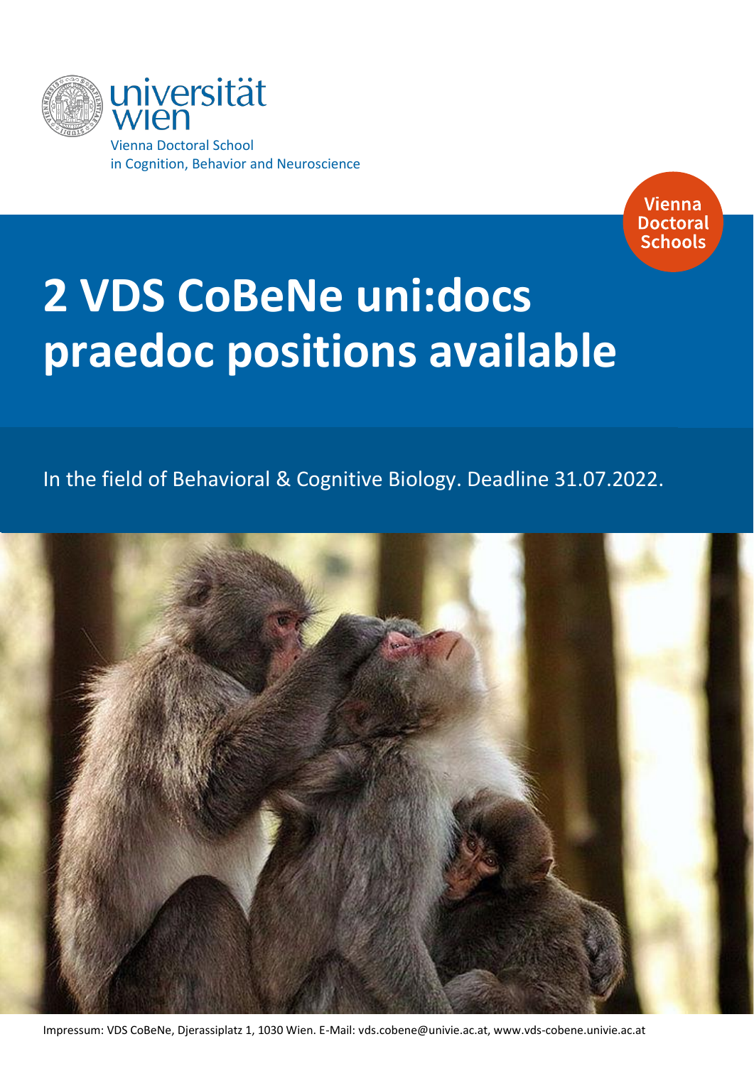universität wien

Vienna Doctoral School in Cognition, Behavior and Neuroscience

Vienna Doctoral Schools

# 2 VDS CoBeNe uni:docs praedoc positions available

In the field of Behavioral & Cognitive Biology. Deadline 31.07.2022.

Impressum: VDS CoBeNe, Djerassiplatz 1, 1030 Wien. E-Mail: vds.cobene@univie.ac.at, www.vds-cobene.univie.ac.at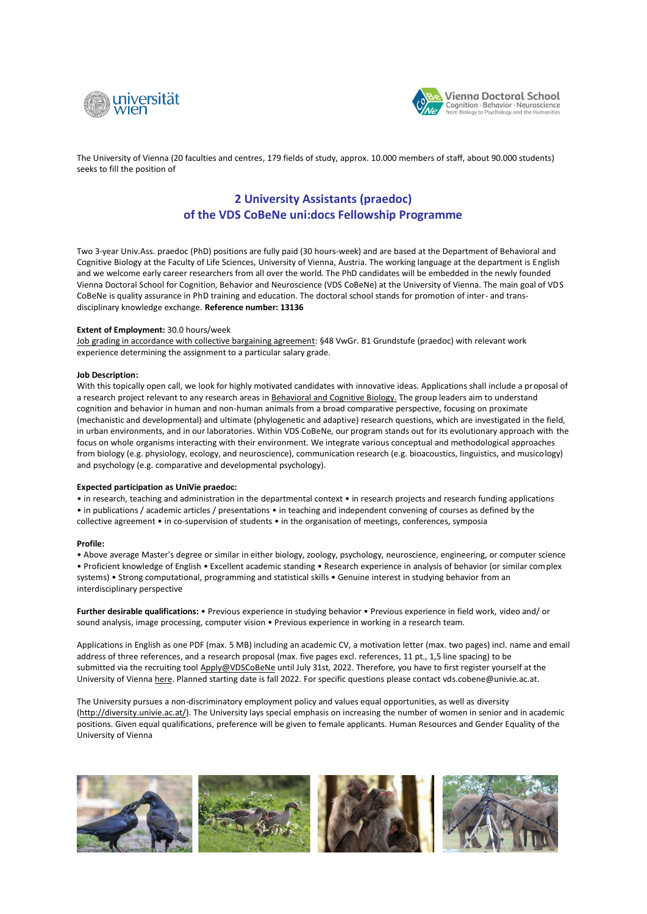The University of Vienna (20 faculties and centres, 179 fields of study, approx. 10.000 members of staff, about 90.000 students) seeks to fill the position of

# 2 University Assistants (praedoc) of the VDS CoBeNe uni:docs Fellowship Programme

Two 3-year Univ.Ass. praedoc (PhD) positions are fully paid (30 hours-week) and are based at the Department of Behavioral and Cognitive Biology at the Faculty of Life Sciences, University of Vienna, Austria. The working language at the department is English and we welcome early career researchers from all over the world. The PhD candidates will be embedded in the newly founded Vienna Doctoral School for Cognition, Behavior and Neuroscience (VDS CoBeNe) at the University of Vienna. The main goal of VDS CoBeNe is quality assurance in PhD training and education. The doctoral school stands for promotion of inter- and trans-disciplinary knowledge exchange. **Reference number: 13136**

**Extent of Employment:** 30.0 hours/week
Job grading in accordance with collective bargaining agreement: §48 VwGr. B1 Grundstufe (praedoc) with relevant work experience determining the assignment to a particular salary grade.

**Job Description:**
With this topically open call, we look for highly motivated candidates with innovative ideas. Applications shall include a proposal of a research project relevant to any research areas in Behavioral and Cognitive Biology. The group leaders aim to understand cognition and behavior in human and non-human animals from a broad comparative perspective, focusing on proximate (mechanistic and developmental) and ultimate (phylogenetic and adaptive) research questions, which are investigated in the field, in urban environments, and in our laboratories. Within VDS CoBeNe, our program stands out for its evolutionary approach with the focus on whole organisms interacting with their environment. We integrate various conceptual and methodological approaches from biology (e.g. physiology, ecology, and neuroscience), communication research (e.g. bioacoustics, linguistics, and musicology) and psychology (e.g. comparative and developmental psychology).

**Expected participation as UniVie praedoc:**
• in research, teaching and administration in the departmental context • in research projects and research funding applications • in publications / academic articles / presentations • in teaching and independent convening of courses as defined by the collective agreement • in co-supervision of students • in the organisation of meetings, conferences, symposia

**Profile:**
• Above average Master's degree or similar in either biology, zoology, psychology, neuroscience, engineering, or computer science • Proficient knowledge of English • Excellent academic standing • Research experience in analysis of behavior (or similar complex systems) • Strong computational, programming and statistical skills • Genuine interest in studying behavior from an interdisciplinary perspective

**Further desirable qualifications:** • Previous experience in studying behavior • Previous experience in field work, video and/ or sound analysis, image processing, computer vision • Previous experience in working in a research team.

Applications in English as one PDF (max. 5 MB) including an academic CV, a motivation letter (max. two pages) incl. name and email address of three references, and a research proposal (max. five pages excl. references, 11 pt., 1,5 line spacing) to be submitted via the recruiting tool Apply@VDSCoBeNe until July 31st, 2022. Therefore, you have to first register yourself at the University of Vienna here. Planned starting date is fall 2022. For specific questions please contact vds.cobene@univie.ac.at.

The University pursues a non-discriminatory employment policy and values equal opportunities, as well as diversity (http://diversity.univie.ac.at/). The University lays special emphasis on increasing the number of women in senior and in academic positions. Given equal qualifications, preference will be given to female applicants. Human Resources and Gender Equality of the University of Vienna